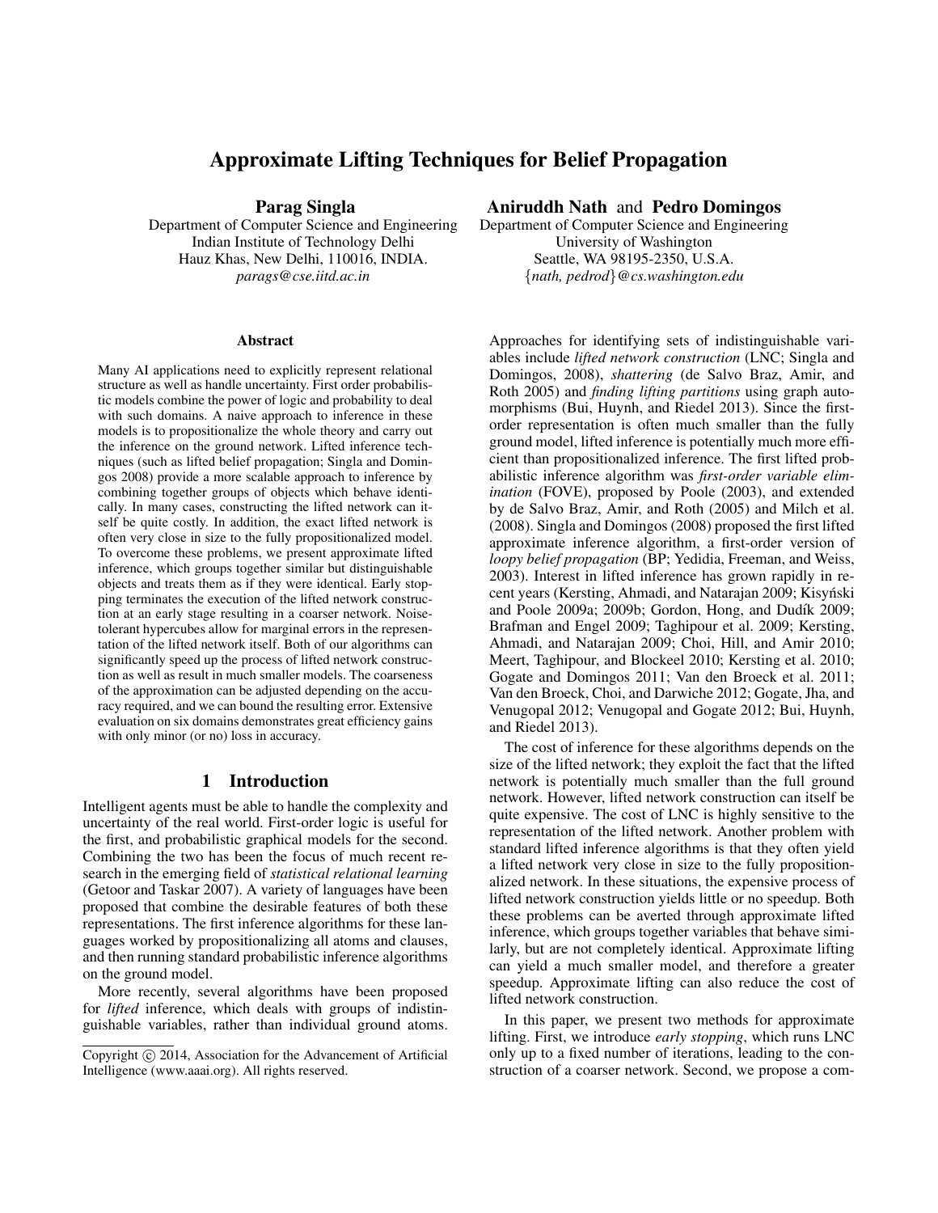# Approximate Lifting Techniques for Belief Propagation

**Parag Singla**
Department of Computer Science and Engineering
Indian Institute of Technology Delhi
Hauz Khas, New Delhi, 110016, INDIA.
*parags@cse.iitd.ac.in*

**Aniruddh Nath** and **Pedro Domingos**
Department of Computer Science and Engineering
University of Washington
Seattle, WA 98195-2350, U.S.A.
{*nath, pedrod*}*@cs.washington.edu*

### Abstract

Many AI applications need to explicitly represent relational structure as well as handle uncertainty. First order probabilistic models combine the power of logic and probability to deal with such domains. A naive approach to inference in these models is to propositionalize the whole theory and carry out the inference on the ground network. Lifted inference techniques (such as lifted belief propagation; Singla and Domingos 2008) provide a more scalable approach to inference by combining together groups of objects which behave identically. In many cases, constructing the lifted network can itself be quite costly. In addition, the exact lifted network is often very close in size to the fully propositionalized model. To overcome these problems, we present approximate lifted inference, which groups together similar but distinguishable objects and treats them as if they were identical. Early stopping terminates the execution of the lifted network construction at an early stage resulting in a coarser network. Noise-tolerant hypercubes allow for marginal errors in the representation of the lifted network itself. Both of our algorithms can significantly speed up the process of lifted network construction as well as result in much smaller models. The coarseness of the approximation can be adjusted depending on the accuracy required, and we can bound the resulting error. Extensive evaluation on six domains demonstrates great efficiency gains with only minor (or no) loss in accuracy.

## 1 Introduction

Intelligent agents must be able to handle the complexity and uncertainty of the real world. First-order logic is useful for the first, and probabilistic graphical models for the second. Combining the two has been the focus of much recent research in the emerging field of *statistical relational learning* (Getoor and Taskar 2007). A variety of languages have been proposed that combine the desirable features of both these representations. The first inference algorithms for these languages worked by propositionalizing all atoms and clauses, and then running standard probabilistic inference algorithms on the ground model.

More recently, several algorithms have been proposed for *lifted* inference, which deals with groups of indistinguishable variables, rather than individual ground atoms. Approaches for identifying sets of indistinguishable variables include *lifted network construction* (LNC; Singla and Domingos, 2008), *shattering* (de Salvo Braz, Amir, and Roth 2005) and *finding lifting partitions* using graph automorphisms (Bui, Huynh, and Riedel 2013). Since the first-order representation is often much smaller than the fully ground model, lifted inference is potentially much more efficient than propositionalized inference. The first lifted probabilistic inference algorithm was *first-order variable elimination* (FOVE), proposed by Poole (2003), and extended by de Salvo Braz, Amir, and Roth (2005) and Milch et al. (2008). Singla and Domingos (2008) proposed the first lifted approximate inference algorithm, a first-order version of *loopy belief propagation* (BP; Yedidia, Freeman, and Weiss, 2003). Interest in lifted inference has grown rapidly in recent years (Kersting, Ahmadi, and Natarajan 2009; Kisyński and Poole 2009a; 2009b; Gordon, Hong, and Dudík 2009; Brafman and Engel 2009; Taghipour et al. 2009; Kersting, Ahmadi, and Natarajan 2009; Choi, Hill, and Amir 2010; Meert, Taghipour, and Blockeel 2010; Kersting et al. 2010; Gogate and Domingos 2011; Van den Broeck et al. 2011; Van den Broeck, Choi, and Darwiche 2012; Gogate, Jha, and Venugopal 2012; Venugopal and Gogate 2012; Bui, Huynh, and Riedel 2013).

The cost of inference for these algorithms depends on the size of the lifted network; they exploit the fact that the lifted network is potentially much smaller than the full ground network. However, lifted network construction can itself be quite expensive. The cost of LNC is highly sensitive to the representation of the lifted network. Another problem with standard lifted inference algorithms is that they often yield a lifted network very close in size to the fully propositionalized network. In these situations, the expensive process of lifted network construction yields little or no speedup. Both these problems can be averted through approximate lifted inference, which groups together variables that behave similarly, but are not completely identical. Approximate lifting can yield a much smaller model, and therefore a greater speedup. Approximate lifting can also reduce the cost of lifted network construction.

In this paper, we present two methods for approximate lifting. First, we introduce *early stopping*, which runs LNC only up to a fixed number of iterations, leading to the construction of a coarser network. Second, we propose a com-

Copyright © 2014, Association for the Advancement of Artificial Intelligence (www.aaai.org). All rights reserved.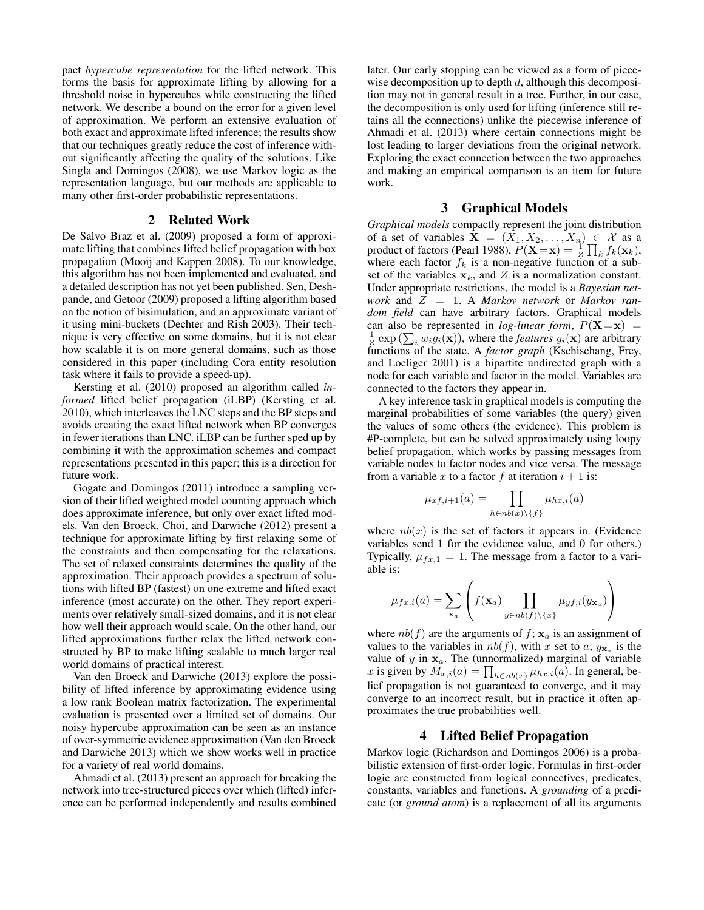pact *hypercube representation* for the lifted network. This forms the basis for approximate lifting by allowing for a threshold noise in hypercubes while constructing the lifted network. We describe a bound on the error for a given level of approximation. We perform an extensive evaluation of both exact and approximate lifted inference; the results show that our techniques greatly reduce the cost of inference without significantly affecting the quality of the solutions. Like Singla and Domingos (2008), we use Markov logic as the representation language, but our methods are applicable to many other first-order probabilistic representations.

## 2 Related Work

De Salvo Braz et al. (2009) proposed a form of approximate lifting that combines lifted belief propagation with box propagation (Mooij and Kappen 2008). To our knowledge, this algorithm has not been implemented and evaluated, and a detailed description has not yet been published. Sen, Deshpande, and Getoor (2009) proposed a lifting algorithm based on the notion of bisimulation, and an approximate variant of it using mini-buckets (Dechter and Rish 2003). Their technique is very effective on some domains, but it is not clear how scalable it is on more general domains, such as those considered in this paper (including Cora entity resolution task where it fails to provide a speed-up).

Kersting et al. (2010) proposed an algorithm called *informed* lifted belief propagation (iLBP) (Kersting et al. 2010), which interleaves the LNC steps and the BP steps and avoids creating the exact lifted network when BP converges in fewer iterations than LNC. iLBP can be further sped up by combining it with the approximation schemes and compact representations presented in this paper; this is a direction for future work.

Gogate and Domingos (2011) introduce a sampling version of their lifted weighted model counting approach which does approximate inference, but only over exact lifted models. Van den Broeck, Choi, and Darwiche (2012) present a technique for approximate lifting by first relaxing some of the constraints and then compensating for the relaxations. The set of relaxed constraints determines the quality of the approximation. Their approach provides a spectrum of solutions with lifted BP (fastest) on one extreme and lifted exact inference (most accurate) on the other. They report experiments over relatively small-sized domains, and it is not clear how well their approach would scale. On the other hand, our lifted approximations further relax the lifted network constructed by BP to make lifting scalable to much larger real world domains of practical interest.

Van den Broeck and Darwiche (2013) explore the possibility of lifted inference by approximating evidence using a low rank Boolean matrix factorization. The experimental evaluation is presented over a limited set of domains. Our noisy hypercube approximation can be seen as an instance of over-symmetric evidence approximation (Van den Broeck and Darwiche 2013) which we show works well in practice for a variety of real world domains.

Ahmadi et al. (2013) present an approach for breaking the network into tree-structured pieces over which (lifted) inference can be performed independently and results combined later. Our early stopping can be viewed as a form of piecewise decomposition up to depth $d$, although this decomposition may not in general result in a tree. Further, in our case, the decomposition is only used for lifting (inference still retains all the connections) unlike the piecewise inference of Ahmadi et al. (2013) where certain connections might be lost leading to larger deviations from the original network. Exploring the exact connection between the two approaches and making an empirical comparison is an item for future work.

## 3 Graphical Models

*Graphical models* compactly represent the joint distribution of a set of variables $\mathbf{X} = (X_1, X_2, \ldots, X_n) \in \mathcal{X}$ as a product of factors (Pearl 1988), $P(\mathbf{X}{=}\mathbf{x}) = \frac{1}{Z}\prod_k f_k(\mathbf{x}_k)$, where each factor $f_k$ is a non-negative function of a subset of the variables $\mathbf{x}_k$, and $Z$ is a normalization constant. Under appropriate restrictions, the model is a *Bayesian network* and $Z = 1$. A *Markov network* or *Markov random field* can have arbitrary factors. Graphical models can also be represented in *log-linear form*, $P(\mathbf{X}{=}\mathbf{x}) = \frac{1}{Z}\exp\left(\sum_i w_i g_i(\mathbf{x})\right)$, where the *features* $g_i(\mathbf{x})$ are arbitrary functions of the state. A *factor graph* (Kschischang, Frey, and Loeliger 2001) is a bipartite undirected graph with a node for each variable and factor in the model. Variables are connected to the factors they appear in.

A key inference task in graphical models is computing the marginal probabilities of some variables (the query) given the values of some others (the evidence). This problem is #P-complete, but can be solved approximately using loopy belief propagation, which works by passing messages from variable nodes to factor nodes and vice versa. The message from a variable $x$ to a factor $f$ at iteration $i+1$ is:

$$\mu_{xf,i+1}(a) = \prod_{h \in nb(x)\setminus\{f\}} \mu_{hx,i}(a)$$

where $nb(x)$ is the set of factors it appears in. (Evidence variables send 1 for the evidence value, and 0 for others.) Typically, $\mu_{fx,1} = 1$. The message from a factor to a variable is:

$$\mu_{fx,i}(a) = \sum_{\mathbf{x}_a} \left( f(\mathbf{x}_a) \prod_{y \in nb(f)\setminus\{x\}} \mu_{yf,i}(y_{\mathbf{x}_a}) \right)$$

where $nb(f)$ are the arguments of $f$; $\mathbf{x}_a$ is an assignment of values to the variables in $nb(f)$, with $x$ set to $a$; $y_{\mathbf{x}_a}$ is the value of $y$ in $\mathbf{x}_a$. The (unnormalized) marginal of variable $x$ is given by $M_{x,i}(a) = \prod_{h \in nb(x)} \mu_{hx,i}(a)$. In general, belief propagation is not guaranteed to converge, and it may converge to an incorrect result, but in practice it often approximates the true probabilities well.

## 4 Lifted Belief Propagation

Markov logic (Richardson and Domingos 2006) is a probabilistic extension of first-order logic. Formulas in first-order logic are constructed from logical connectives, predicates, constants, variables and functions. A *grounding* of a predicate (or *ground atom*) is a replacement of all its arguments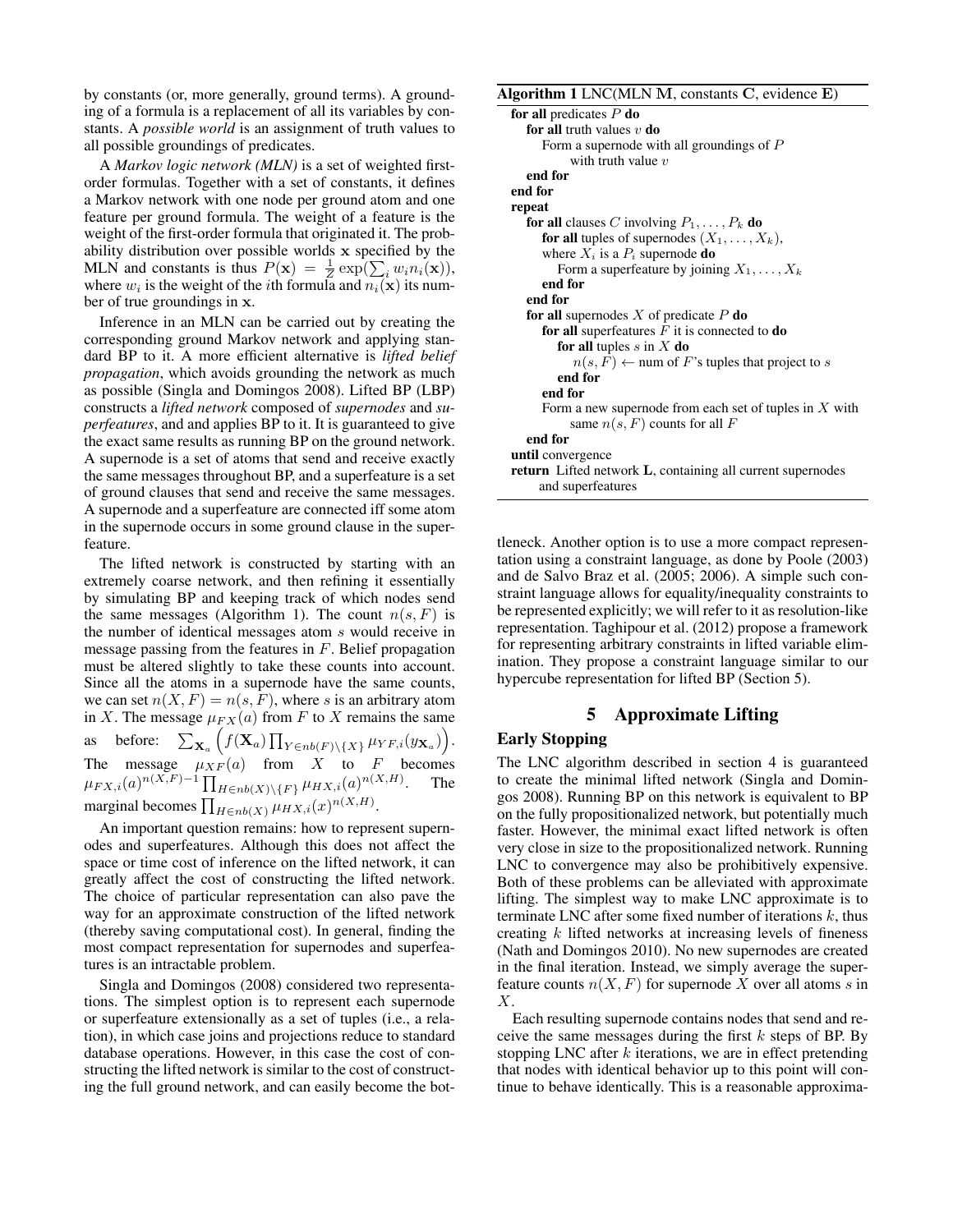by constants (or, more generally, ground terms). A grounding of a formula is a replacement of all its variables by constants. A *possible world* is an assignment of truth values to all possible groundings of predicates.

A *Markov logic network (MLN)* is a set of weighted first-order formulas. Together with a set of constants, it defines a Markov network with one node per ground atom and one feature per ground formula. The weight of a feature is the weight of the first-order formula that originated it. The probability distribution over possible worlds $\mathbf{x}$ specified by the MLN and constants is thus $P(\mathbf{x}) = \frac{1}{Z}\exp(\sum_i w_i n_i(\mathbf{x}))$, where $w_i$ is the weight of the $i$th formula and $n_i(\mathbf{x})$ its number of true groundings in $\mathbf{x}$.

Inference in an MLN can be carried out by creating the corresponding ground Markov network and applying standard BP to it. A more efficient alternative is *lifted belief propagation*, which avoids grounding the network as much as possible (Singla and Domingos 2008). Lifted BP (LBP) constructs a *lifted network* composed of *supernodes* and *superfeatures*, and and applies BP to it. It is guaranteed to give the exact same results as running BP on the ground network. A supernode is a set of atoms that send and receive exactly the same messages throughout BP, and a superfeature is a set of ground clauses that send and receive the same messages. A supernode and a superfeature are connected iff some atom in the supernode occurs in some ground clause in the superfeature.

The lifted network is constructed by starting with an extremely coarse network, and then refining it essentially by simulating BP and keeping track of which nodes send the same messages (Algorithm 1). The count $n(s, F)$ is the number of identical messages atom $s$ would receive in message passing from the features in $F$. Belief propagation must be altered slightly to take these counts into account. Since all the atoms in a supernode have the same counts, we can set $n(X, F) = n(s, F)$, where $s$ is an arbitrary atom in $X$. The message $\mu_{FX}(a)$ from $F$ to $X$ remains the same as before: $\sum_{\mathbf{X}_a}\left(f(\mathbf{X}_a)\prod_{Y\in nb(F)\setminus\{X\}}\mu_{YF,i}(y_{\mathbf{X}_a})\right)$. The message $\mu_{XF}(a)$ from $X$ to $F$ becomes $\mu_{FX,i}(a)^{n(X,F)-1}\prod_{H\in nb(X)\setminus\{F\}}\mu_{HX,i}(a)^{n(X,H)}$. The marginal becomes $\prod_{H\in nb(X)}\mu_{HX,i}(x)^{n(X,H)}$.

An important question remains: how to represent supernodes and superfeatures. Although this does not affect the space or time cost of inference on the lifted network, it can greatly affect the cost of constructing the lifted network. The choice of particular representation can also pave the way for an approximate construction of the lifted network (thereby saving computational cost). In general, finding the most compact representation for supernodes and superfeatures is an intractable problem.

Singla and Domingos (2008) considered two representations. The simplest option is to represent each supernode or superfeature extensionally as a set of tuples (i.e., a relation), in which case joins and projections reduce to standard database operations. However, in this case the cost of constructing the lifted network is similar to the cost of constructing the full ground network, and can easily become the bottleneck. Another option is to use a more compact representation using a constraint language, as done by Poole (2003) and de Salvo Braz et al. (2005; 2006). A simple such constraint language allows for equality/inequality constraints to be represented explicitly; we will refer to it as resolution-like representation. Taghipour et al. (2012) propose a framework for representing arbitrary constraints in lifted variable elimination. They propose a constraint language similar to our hypercube representation for lifted BP (Section 5).

**Algorithm 1** LNC(MLN $\mathbf{M}$, constants $\mathbf{C}$, evidence $\mathbf{E}$)

```
for all predicates P do
  for all truth values v do
    Form a supernode with all groundings of P
        with truth value v
  end for
end for
repeat
  for all clauses C involving P_1, ..., P_k do
    for all tuples of supernodes (X_1, ..., X_k),
    where X_i is a P_i supernode do
      Form a superfeature by joining X_1, ..., X_k
    end for
  end for
  for all supernodes X of predicate P do
    for all superfeatures F it is connected to do
      for all tuples s in X do
        n(s, F) ← num of F's tuples that project to s
      end for
    end for
    Form a new supernode from each set of tuples in X with
        same n(s, F) counts for all F
  end for
until convergence
return Lifted network L, containing all current supernodes
    and superfeatures
```

## 5 Approximate Lifting

### Early Stopping

The LNC algorithm described in section 4 is guaranteed to create the minimal lifted network (Singla and Domingos 2008). Running BP on this network is equivalent to BP on the fully propositionalized network, but potentially much faster. However, the minimal exact lifted network is often very close in size to the propositionalized network. Running LNC to convergence may also be prohibitively expensive. Both of these problems can be alleviated with approximate lifting. The simplest way to make LNC approximate is to terminate LNC after some fixed number of iterations $k$, thus creating $k$ lifted networks at increasing levels of fineness (Nath and Domingos 2010). No new supernodes are created in the final iteration. Instead, we simply average the superfeature counts $n(X, F)$ for supernode $X$ over all atoms $s$ in $X$.

Each resulting supernode contains nodes that send and receive the same messages during the first $k$ steps of BP. By stopping LNC after $k$ iterations, we are in effect pretending that nodes with identical behavior up to this point will continue to behave identically. This is a reasonable approxima-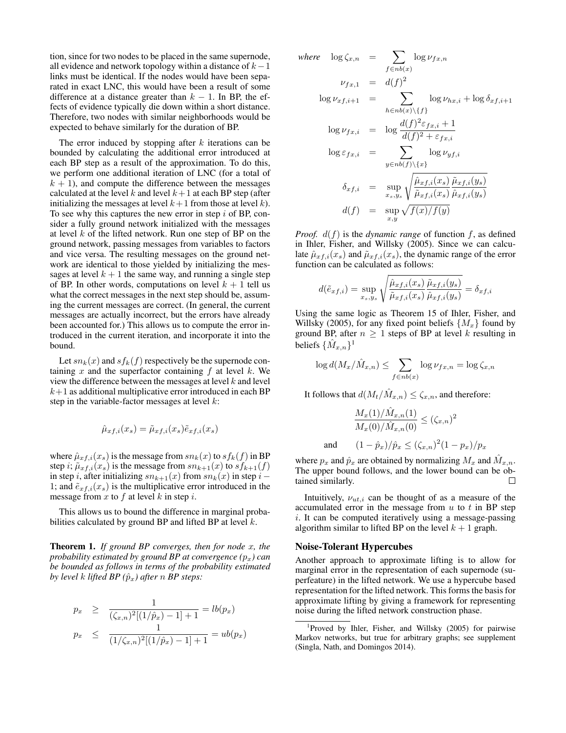tion, since for two nodes to be placed in the same supernode, all evidence and network topology within a distance of $k-1$ links must be identical. If the nodes would have been separated in exact LNC, this would have been a result of some difference at a distance greater than $k-1$. In BP, the effects of evidence typically die down within a short distance. Therefore, two nodes with similar neighborhoods would be expected to behave similarly for the duration of BP.

The error induced by stopping after $k$ iterations can be bounded by calculating the additional error introduced at each BP step as a result of the approximation. To do this, we perform one additional iteration of LNC (for a total of $k+1$), and compute the difference between the messages calculated at the level $k$ and level $k+1$ at each BP step (after initializing the messages at level $k+1$ from those at level $k$). To see why this captures the new error in step $i$ of BP, consider a fully ground network initialized with the messages at level $k$ of the lifted network. Run one step of BP on the ground network, passing messages from variables to factors and vice versa. The resulting messages on the ground network are identical to those yielded by initializing the messages at level $k+1$ the same way, and running a single step of BP. In other words, computations on level $k+1$ tell us what the correct messages in the next step should be, assuming the current messages are correct. (In general, the current messages are actually incorrect, but the errors have already been accounted for.) This allows us to compute the error introduced in the current iteration, and incorporate it into the bound.

Let $sn_k(x)$ and $sf_k(f)$ respectively be the supernode containing $x$ and the superfactor containing $f$ at level $k$. We view the difference between the messages at level $k$ and level $k+1$ as additional multiplicative error introduced in each BP step in the variable-factor messages at level $k$:

$$\hat{\mu}_{xf,i}(x_s) = \tilde{\mu}_{xf,i}(x_s)\tilde{e}_{xf,i}(x_s)$$

where $\hat{\mu}_{xf,i}(x_s)$ is the message from $sn_k(x)$ to $sf_k(f)$ in BP step $i$; $\tilde{\mu}_{xf,i}(x_s)$ is the message from $sn_{k+1}(x)$ to $sf_{k+1}(f)$ in step $i$, after initializing $sn_{k+1}(x)$ from $sn_k(x)$ in step $i-1$; and $\tilde{e}_{xf,i}(x_s)$ is the multiplicative error introduced in the message from $x$ to $f$ at level $k$ in step $i$.

This allows us to bound the difference in marginal probabilities calculated by ground BP and lifted BP at level $k$.

**Theorem 1.** *If ground BP converges, then for node $x$, the probability estimated by ground BP at convergence ($p_x$) can be bounded as follows in terms of the probability estimated by level $k$ lifted BP ($\hat{p}_x$) after $n$ BP steps:*

$$\begin{aligned}
p_x &\geq \frac{1}{(\zeta_{x,n})^2[(1/\hat{p}_x)-1]+1} = lb(p_x) \\
p_x &\leq \frac{1}{(1/\zeta_{x,n})^2[(1/\hat{p}_x)-1]+1} = ub(p_x)
\end{aligned}$$

$$\begin{aligned}
\textit{where} \quad \log \zeta_{x,n} &= \sum_{f \in nb(x)} \log \nu_{fx,n} \\
\nu_{fx,1} &= d(f)^2 \\
\log \nu_{xf,i+1} &= \sum_{h \in nb(x)\setminus\{f\}} \log \nu_{hx,i} + \log \delta_{xf,i+1} \\
\log \nu_{fx,i} &= \log \frac{d(f)^2 \varepsilon_{fx,i}+1}{d(f)^2+\varepsilon_{fx,i}} \\
\log \varepsilon_{fx,i} &= \sum_{y \in nb(f)\setminus\{x\}} \log \nu_{yf,i} \\
\delta_{xf,i} &= \sup_{x_s,y_s} \sqrt{\frac{\hat{\mu}_{xf,i}(x_s)}{\tilde{\mu}_{xf,i}(x_s)} \frac{\tilde{\mu}_{xf,i}(y_s)}{\hat{\mu}_{xf,i}(y_s)}} \\
d(f) &= \sup_{x,y} \sqrt{f(x)/f(y)}
\end{aligned}$$

*Proof.* $d(f)$ is the *dynamic range* of function $f$, as defined in Ihler, Fisher, and Willsky (2005). Since we can calculate $\hat{\mu}_{xf,i}(x_s)$ and $\tilde{\mu}_{xf,i}(x_s)$, the dynamic range of the error function can be calculated as follows:

$$d(\tilde{e}_{xf,i}) = \sup_{x_s,y_s} \sqrt{\frac{\hat{\mu}_{xf,i}(x_s)}{\tilde{\mu}_{xf,i}(x_s)} \frac{\tilde{\mu}_{xf,i}(y_s)}{\hat{\mu}_{xf,i}(y_s)}} = \delta_{xf,i}$$

Using the same logic as Theorem 15 of Ihler, Fisher, and Willsky (2005), for any fixed point beliefs $\{M_x\}$ found by ground BP, after $n \geq 1$ steps of BP at level $k$ resulting in beliefs $\{\hat{M}_{x,n}\}$[1]

$$\log d(M_x/\hat{M}_{x,n}) \leq \sum_{f \in nb(x)} \log \nu_{fx,n} = \log \zeta_{x,n}$$

It follows that $d(M_t/\hat{M}_{x,n}) \leq \zeta_{x,n}$, and therefore:

$$\frac{M_x(1)/\hat{M}_{x,n}(1)}{M_x(0)/\hat{M}_{x,n}(0)} \leq (\zeta_{x,n})^2$$

$$\text{and} \qquad (1-\hat{p}_x)/\hat{p}_x \leq (\zeta_{x,n})^2(1-p_x)/p_x$$

where $p_x$ and $\hat{p}_x$ are obtained by normalizing $M_x$ and $\hat{M}_{x,n}$. The upper bound follows, and the lower bound can be obtained similarly. ☐

Intuitively, $\nu_{ut,i}$ can be thought of as a measure of the accumulated error in the message from $u$ to $t$ in BP step $i$. It can be computed iteratively using a message-passing algorithm similar to lifted BP on the level $k+1$ graph.

## Noise-Tolerant Hypercubes

Another approach to approximate lifting is to allow for marginal error in the representation of each supernode (superfeature) in the lifted network. We use a hypercube based representation for the lifted network. This forms the basis for approximate lifting by giving a framework for representing noise during the lifted network construction phase.

[1] Proved by Ihler, Fisher, and Willsky (2005) for pairwise Markov networks, but true for arbitrary graphs; see supplement (Singla, Nath, and Domingos 2014).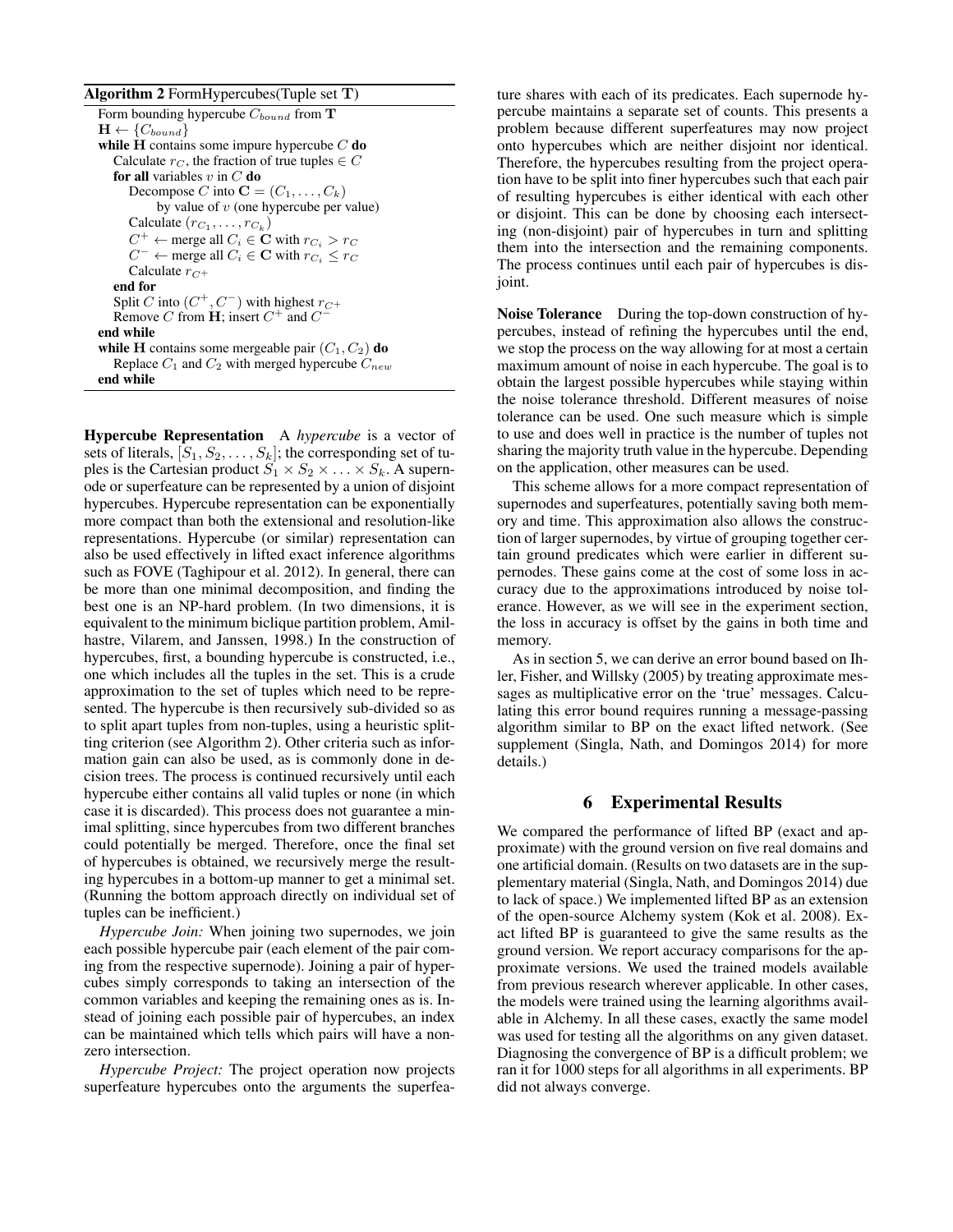**Algorithm 2** FormHypercubes(Tuple set $\mathbf{T}$)

```
Form bounding hypercube C_bound from T
H ← {C_bound}
while H contains some impure hypercube C do
    Calculate r_C, the fraction of true tuples ∈ C
    for all variables v in C do
        Decompose C into C = (C_1, ..., C_k)
            by value of v (one hypercube per value)
        Calculate (r_C1, ..., r_Ck)
        C+ ← merge all C_i ∈ C with r_Ci > r_C
        C- ← merge all C_i ∈ C with r_Ci ≤ r_C
        Calculate r_C+
    end for
    Split C into (C+, C-) with highest r_C+
    Remove C from H; insert C+ and C-
end while
while H contains some mergeable pair (C_1, C_2) do
    Replace C_1 and C_2 with merged hypercube C_new
end while
```

**Hypercube Representation** A *hypercube* is a vector of sets of literals, $[S_1, S_2, \ldots, S_k]$; the corresponding set of tuples is the Cartesian product $S_1 \times S_2 \times \ldots \times S_k$. A supernode or superfeature can be represented by a union of disjoint hypercubes. Hypercube representation can be exponentially more compact than both the extensional and resolution-like representations. Hypercube (or similar) representation can also be used effectively in lifted exact inference algorithms such as FOVE (Taghipour et al. 2012). In general, there can be more than one minimal decomposition, and finding the best one is an NP-hard problem. (In two dimensions, it is equivalent to the minimum biclique partition problem, Amilhastre, Vilarem, and Janssen, 1998.) In the construction of hypercubes, first, a bounding hypercube is constructed, i.e., one which includes all the tuples in the set. This is a crude approximation to the set of tuples which need to be represented. The hypercube is then recursively sub-divided so as to split apart tuples from non-tuples, using a heuristic splitting criterion (see Algorithm 2). Other criteria such as information gain can also be used, as is commonly done in decision trees. The process is continued recursively until each hypercube either contains all valid tuples or none (in which case it is discarded). This process does not guarantee a minimal splitting, since hypercubes from two different branches could potentially be merged. Therefore, once the final set of hypercubes is obtained, we recursively merge the resulting hypercubes in a bottom-up manner to get a minimal set. (Running the bottom approach directly on individual set of tuples can be inefficient.)

*Hypercube Join:* When joining two supernodes, we join each possible hypercube pair (each element of the pair coming from the respective supernode). Joining a pair of hypercubes simply corresponds to taking an intersection of the common variables and keeping the remaining ones as is. Instead of joining each possible pair of hypercubes, an index can be maintained which tells which pairs will have a nonzero intersection.

*Hypercube Project:* The project operation now projects superfeature hypercubes onto the arguments the superfeature shares with each of its predicates. Each supernode hypercube maintains a separate set of counts. This presents a problem because different superfeatures may now project onto hypercubes which are neither disjoint nor identical. Therefore, the hypercubes resulting from the project operation have to be split into finer hypercubes such that each pair of resulting hypercubes is either identical with each other or disjoint. This can be done by choosing each intersecting (non-disjoint) pair of hypercubes in turn and splitting them into the intersection and the remaining components. The process continues until each pair of hypercubes is disjoint.

**Noise Tolerance** During the top-down construction of hypercubes, instead of refining the hypercubes until the end, we stop the process on the way allowing for at most a certain maximum amount of noise in each hypercube. The goal is to obtain the largest possible hypercubes while staying within the noise tolerance threshold. Different measures of noise tolerance can be used. One such measure which is simple to use and does well in practice is the number of tuples not sharing the majority truth value in the hypercube. Depending on the application, other measures can be used.

This scheme allows for a more compact representation of supernodes and superfeatures, potentially saving both memory and time. This approximation also allows the construction of larger supernodes, by virtue of grouping together certain ground predicates which were earlier in different supernodes. These gains come at the cost of some loss in accuracy due to the approximations introduced by noise tolerance. However, as we will see in the experiment section, the loss in accuracy is offset by the gains in both time and memory.

As in section 5, we can derive an error bound based on Ihler, Fisher, and Willsky (2005) by treating approximate messages as multiplicative error on the 'true' messages. Calculating this error bound requires running a message-passing algorithm similar to BP on the exact lifted network. (See supplement (Singla, Nath, and Domingos 2014) for more details.)

## 6 Experimental Results

We compared the performance of lifted BP (exact and approximate) with the ground version on five real domains and one artificial domain. (Results on two datasets are in the supplementary material (Singla, Nath, and Domingos 2014) due to lack of space.) We implemented lifted BP as an extension of the open-source Alchemy system (Kok et al. 2008). Exact lifted BP is guaranteed to give the same results as the ground version. We report accuracy comparisons for the approximate versions. We used the trained models available from previous research wherever applicable. In other cases, the models were trained using the learning algorithms available in Alchemy. In all these cases, exactly the same model was used for testing all the algorithms on any given dataset. Diagnosing the convergence of BP is a difficult problem; we ran it for 1000 steps for all algorithms in all experiments. BP did not always converge.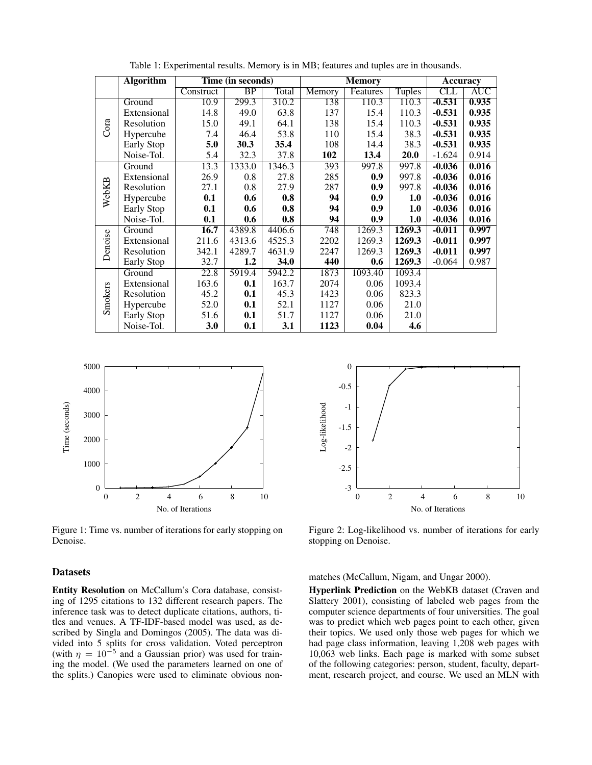Table 1: Experimental results. Memory is in MB; features and tuples are in thousands.

| | Algorithm | Time (in seconds) | | | Memory | | | Accuracy | |
|---|---|---|---|---|---|---|---|---|---|
| | | Construct | BP | Total | Memory | Features | Tuples | CLL | AUC |
| Cora | Ground | 10.9 | 299.3 | 310.2 | 138 | 110.3 | 110.3 | **-0.531** | **0.935** |
| | Extensional | 14.8 | 49.0 | 63.8 | 137 | 15.4 | 110.3 | **-0.531** | **0.935** |
| | Resolution | 15.0 | 49.1 | 64.1 | 138 | 15.4 | 110.3 | **-0.531** | **0.935** |
| | Hypercube | 7.4 | 46.4 | 53.8 | 110 | 15.4 | 38.3 | **-0.531** | **0.935** |
| | Early Stop | **5.0** | **30.3** | **35.4** | 108 | 14.4 | 38.3 | **-0.531** | **0.935** |
| | Noise-Tol. | 5.4 | 32.3 | 37.8 | **102** | **13.4** | **20.0** | -1.624 | 0.914 |
| WebKB | Ground | 13.3 | 1333.0 | 1346.3 | 393 | 997.8 | 997.8 | **-0.036** | **0.016** |
| | Extensional | 26.9 | 0.8 | 27.8 | 285 | **0.9** | 997.8 | **-0.036** | **0.016** |
| | Resolution | 27.1 | 0.8 | 27.9 | 287 | **0.9** | 997.8 | **-0.036** | **0.016** |
| | Hypercube | **0.1** | **0.6** | **0.8** | **94** | **0.9** | **1.0** | **-0.036** | **0.016** |
| | Early Stop | **0.1** | **0.6** | **0.8** | **94** | **0.9** | **1.0** | **-0.036** | **0.016** |
| | Noise-Tol. | **0.1** | **0.6** | **0.8** | **94** | **0.9** | **1.0** | **-0.036** | **0.016** |
| Denoise | Ground | **16.7** | 4389.8 | 4406.6 | 748 | 1269.3 | **1269.3** | **-0.011** | **0.997** |
| | Extensional | 211.6 | 4313.6 | 4525.3 | 2202 | 1269.3 | **1269.3** | **-0.011** | **0.997** |
| | Resolution | 342.1 | 4289.7 | 4631.9 | 2247 | 1269.3 | **1269.3** | **-0.011** | **0.997** |
| | Early Stop | 32.7 | **1.2** | **34.0** | **440** | **0.6** | **1269.3** | -0.064 | 0.987 |
| Smokers | Ground | 22.8 | 5919.4 | 5942.2 | 1873 | 1093.40 | 1093.4 | | |
| | Extensional | 163.6 | **0.1** | 163.7 | 2074 | 0.06 | 1093.4 | | |
| | Resolution | 45.2 | **0.1** | 45.3 | 1423 | 0.06 | 823.3 | | |
| | Hypercube | 52.0 | **0.1** | 52.1 | 1127 | 0.06 | 21.0 | | |
| | Early Stop | 51.6 | **0.1** | 51.7 | 1127 | 0.06 | 21.0 | | |
| | Noise-Tol. | **3.0** | **0.1** | **3.1** | **1123** | **0.04** | **4.6** | | |

Figure 1: Time vs. number of iterations for early stopping on Denoise.

Figure 2: Log-likelihood vs. number of iterations for early stopping on Denoise.

## Datasets

**Entity Resolution** on McCallum's Cora database, consisting of 1295 citations to 132 different research papers. The inference task was to detect duplicate citations, authors, titles and venues. A TF-IDF-based model was used, as described by Singla and Domingos (2005). The data was divided into 5 splits for cross validation. Voted perceptron (with $\eta = 10^{-5}$ and a Gaussian prior) was used for training the model. (We used the parameters learned on one of the splits.) Canopies were used to eliminate obvious non-matches (McCallum, Nigam, and Ungar 2000).

**Hyperlink Prediction** on the WebKB dataset (Craven and Slattery 2001), consisting of labeled web pages from the computer science departments of four universities. The goal was to predict which web pages point to each other, given their topics. We used only those web pages for which we had page class information, leaving 1,208 web pages with 10,063 web links. Each page is marked with some subset of the following categories: person, student, faculty, department, research project, and course. We used an MLN with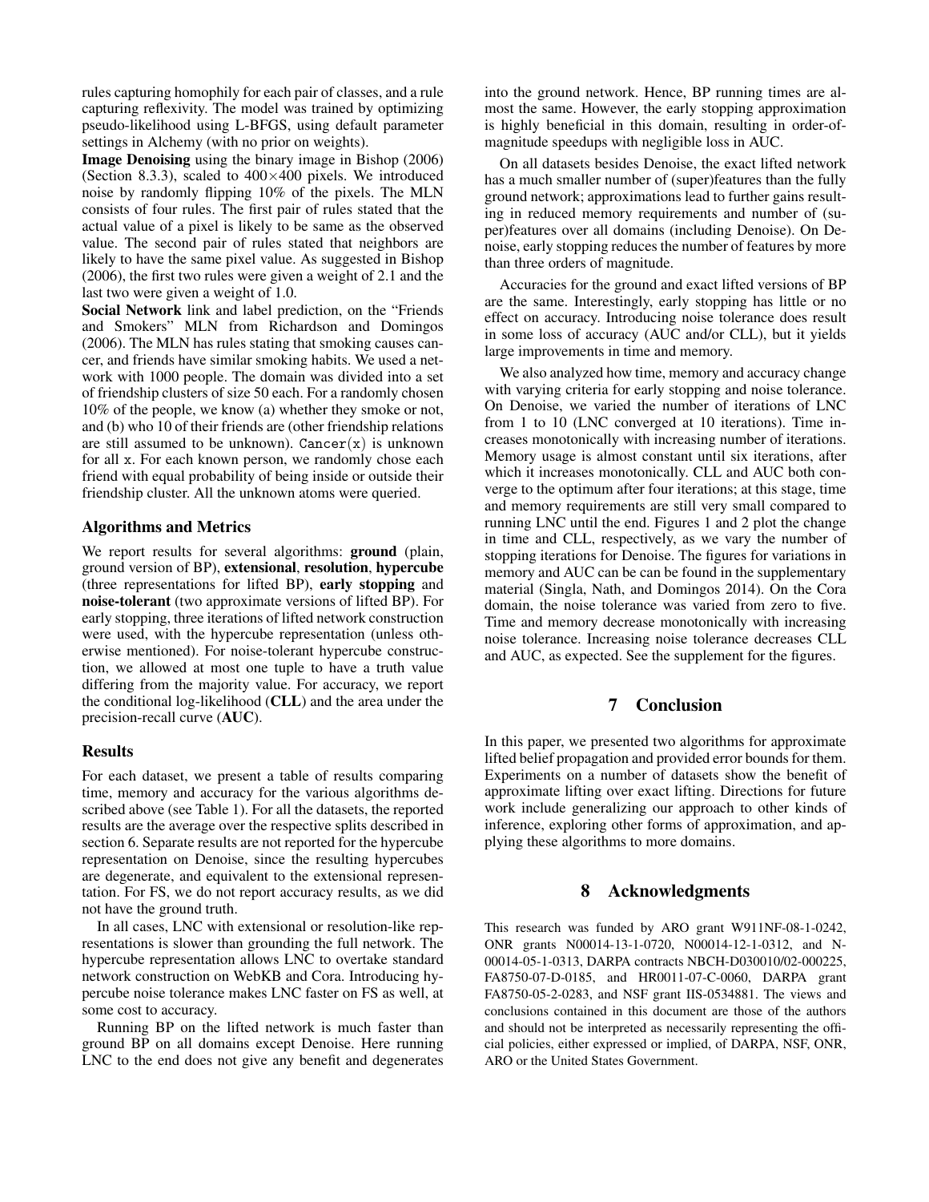rules capturing homophily for each pair of classes, and a rule capturing reflexivity. The model was trained by optimizing pseudo-likelihood using L-BFGS, using default parameter settings in Alchemy (with no prior on weights).

**Image Denoising** using the binary image in Bishop (2006) (Section 8.3.3), scaled to 400×400 pixels. We introduced noise by randomly flipping 10% of the pixels. The MLN consists of four rules. The first pair of rules stated that the actual value of a pixel is likely to be same as the observed value. The second pair of rules stated that neighbors are likely to have the same pixel value. As suggested in Bishop (2006), the first two rules were given a weight of 2.1 and the last two were given a weight of 1.0.

**Social Network** link and label prediction, on the "Friends and Smokers" MLN from Richardson and Domingos (2006). The MLN has rules stating that smoking causes cancer, and friends have similar smoking habits. We used a network with 1000 people. The domain was divided into a set of friendship clusters of size 50 each. For a randomly chosen 10% of the people, we know (a) whether they smoke or not, and (b) who 10 of their friends are (other friendship relations are still assumed to be unknown). `Cancer(x)` is unknown for all `x`. For each known person, we randomly chose each friend with equal probability of being inside or outside their friendship cluster. All the unknown atoms were queried.

### Algorithms and Metrics

We report results for several algorithms: **ground** (plain, ground version of BP), **extensional**, **resolution**, **hypercube** (three representations for lifted BP), **early stopping** and **noise-tolerant** (two approximate versions of lifted BP). For early stopping, three iterations of lifted network construction were used, with the hypercube representation (unless otherwise mentioned). For noise-tolerant hypercube construction, we allowed at most one tuple to have a truth value differing from the majority value. For accuracy, we report the conditional log-likelihood (**CLL**) and the area under the precision-recall curve (**AUC**).

### Results

For each dataset, we present a table of results comparing time, memory and accuracy for the various algorithms described above (see Table 1). For all the datasets, the reported results are the average over the respective splits described in section 6. Separate results are not reported for the hypercube representation on Denoise, since the resulting hypercubes are degenerate, and equivalent to the extensional representation. For FS, we do not report accuracy results, as we did not have the ground truth.

In all cases, LNC with extensional or resolution-like representations is slower than grounding the full network. The hypercube representation allows LNC to overtake standard network construction on WebKB and Cora. Introducing hypercube noise tolerance makes LNC faster on FS as well, at some cost to accuracy.

Running BP on the lifted network is much faster than ground BP on all domains except Denoise. Here running LNC to the end does not give any benefit and degenerates into the ground network. Hence, BP running times are almost the same. However, the early stopping approximation is highly beneficial in this domain, resulting in order-of-magnitude speedups with negligible loss in AUC.

On all datasets besides Denoise, the exact lifted network has a much smaller number of (super)features than the fully ground network; approximations lead to further gains resulting in reduced memory requirements and number of (super)features over all domains (including Denoise). On Denoise, early stopping reduces the number of features by more than three orders of magnitude.

Accuracies for the ground and exact lifted versions of BP are the same. Interestingly, early stopping has little or no effect on accuracy. Introducing noise tolerance does result in some loss of accuracy (AUC and/or CLL), but it yields large improvements in time and memory.

We also analyzed how time, memory and accuracy change with varying criteria for early stopping and noise tolerance. On Denoise, we varied the number of iterations of LNC from 1 to 10 (LNC converged at 10 iterations). Time increases monotonically with increasing number of iterations. Memory usage is almost constant until six iterations, after which it increases monotonically. CLL and AUC both converge to the optimum after four iterations; at this stage, time and memory requirements are still very small compared to running LNC until the end. Figures 1 and 2 plot the change in time and CLL, respectively, as we vary the number of stopping iterations for Denoise. The figures for variations in memory and AUC can be can be found in the supplementary material (Singla, Nath, and Domingos 2014). On the Cora domain, the noise tolerance was varied from zero to five. Time and memory decrease monotonically with increasing noise tolerance. Increasing noise tolerance decreases CLL and AUC, as expected. See the supplement for the figures.

## 7 Conclusion

In this paper, we presented two algorithms for approximate lifted belief propagation and provided error bounds for them. Experiments on a number of datasets show the benefit of approximate lifting over exact lifting. Directions for future work include generalizing our approach to other kinds of inference, exploring other forms of approximation, and applying these algorithms to more domains.

## 8 Acknowledgments

This research was funded by ARO grant W911NF-08-1-0242, ONR grants N00014-13-1-0720, N00014-12-1-0312, and N-00014-05-1-0313, DARPA contracts NBCH-D030010/02-000225, FA8750-07-D-0185, and HR0011-07-C-0060, DARPA grant FA8750-05-2-0283, and NSF grant IIS-0534881. The views and conclusions contained in this document are those of the authors and should not be interpreted as necessarily representing the official policies, either expressed or implied, of DARPA, NSF, ONR, ARO or the United States Government.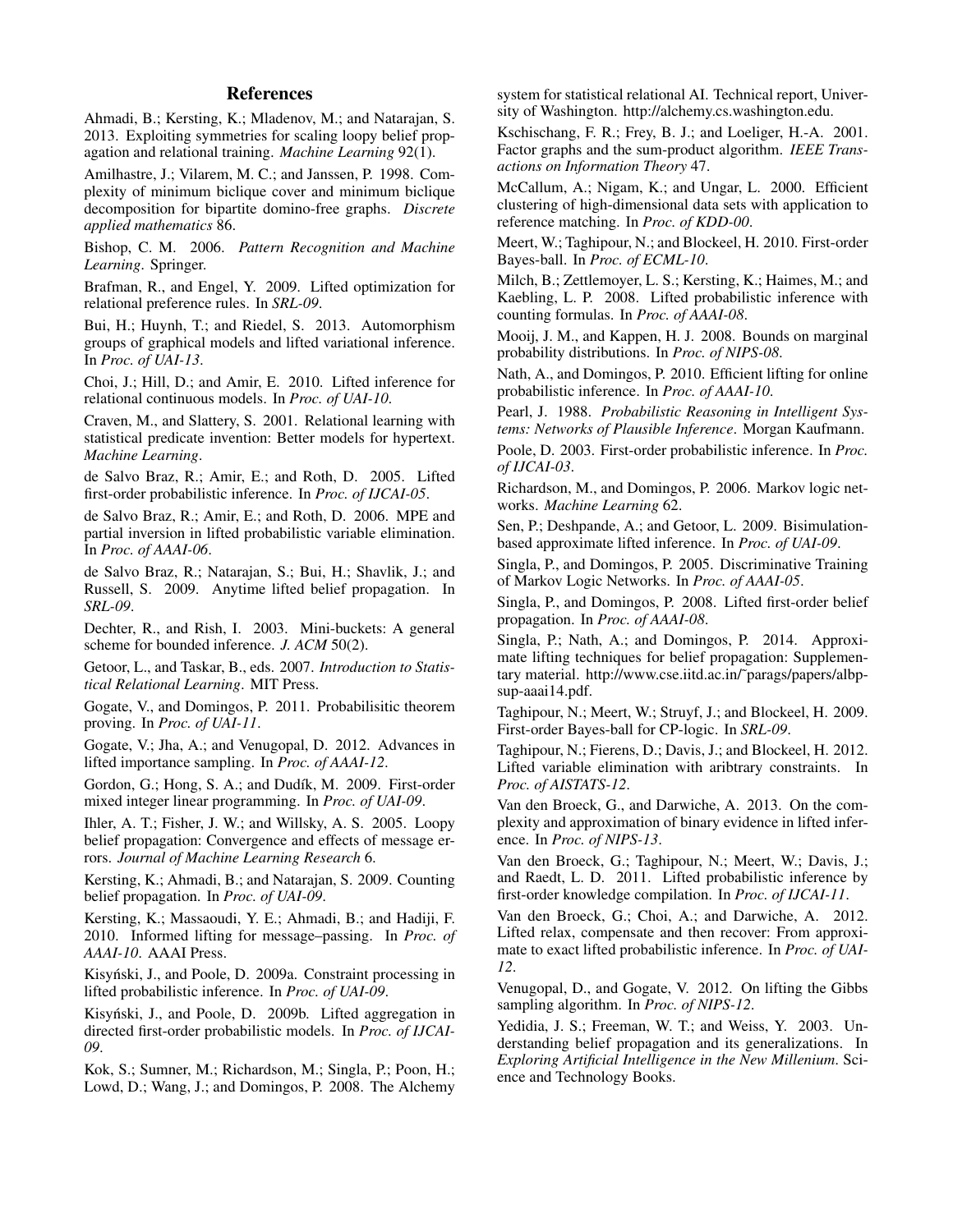## References

Ahmadi, B.; Kersting, K.; Mladenov, M.; and Natarajan, S. 2013. Exploiting symmetries for scaling loopy belief propagation and relational training. *Machine Learning* 92(1).

Amilhastre, J.; Vilarem, M. C.; and Janssen, P. 1998. Complexity of minimum biclique cover and minimum biclique decomposition for bipartite domino-free graphs. *Discrete applied mathematics* 86.

Bishop, C. M. 2006. *Pattern Recognition and Machine Learning*. Springer.

Brafman, R., and Engel, Y. 2009. Lifted optimization for relational preference rules. In *SRL-09*.

Bui, H.; Huynh, T.; and Riedel, S. 2013. Automorphism groups of graphical models and lifted variational inference. In *Proc. of UAI-13*.

Choi, J.; Hill, D.; and Amir, E. 2010. Lifted inference for relational continuous models. In *Proc. of UAI-10*.

Craven, M., and Slattery, S. 2001. Relational learning with statistical predicate invention: Better models for hypertext. *Machine Learning*.

de Salvo Braz, R.; Amir, E.; and Roth, D. 2005. Lifted first-order probabilistic inference. In *Proc. of IJCAI-05*.

de Salvo Braz, R.; Amir, E.; and Roth, D. 2006. MPE and partial inversion in lifted probabilistic variable elimination. In *Proc. of AAAI-06*.

de Salvo Braz, R.; Natarajan, S.; Bui, H.; Shavlik, J.; and Russell, S. 2009. Anytime lifted belief propagation. In *SRL-09*.

Dechter, R., and Rish, I. 2003. Mini-buckets: A general scheme for bounded inference. *J. ACM* 50(2).

Getoor, L., and Taskar, B., eds. 2007. *Introduction to Statistical Relational Learning*. MIT Press.

Gogate, V., and Domingos, P. 2011. Probabilisitic theorem proving. In *Proc. of UAI-11*.

Gogate, V.; Jha, A.; and Venugopal, D. 2012. Advances in lifted importance sampling. In *Proc. of AAAI-12*.

Gordon, G.; Hong, S. A.; and Dudík, M. 2009. First-order mixed integer linear programming. In *Proc. of UAI-09*.

Ihler, A. T.; Fisher, J. W.; and Willsky, A. S. 2005. Loopy belief propagation: Convergence and effects of message errors. *Journal of Machine Learning Research* 6.

Kersting, K.; Ahmadi, B.; and Natarajan, S. 2009. Counting belief propagation. In *Proc. of UAI-09*.

Kersting, K.; Massaoudi, Y. E.; Ahmadi, B.; and Hadiji, F. 2010. Informed lifting for message–passing. In *Proc. of AAAI-10*. AAAI Press.

Kisyński, J., and Poole, D. 2009a. Constraint processing in lifted probabilistic inference. In *Proc. of UAI-09*.

Kisyński, J., and Poole, D. 2009b. Lifted aggregation in directed first-order probabilistic models. In *Proc. of IJCAI-09*.

Kok, S.; Sumner, M.; Richardson, M.; Singla, P.; Poon, H.; Lowd, D.; Wang, J.; and Domingos, P. 2008. The Alchemy system for statistical relational AI. Technical report, University of Washington. http://alchemy.cs.washington.edu.

Kschischang, F. R.; Frey, B. J.; and Loeliger, H.-A. 2001. Factor graphs and the sum-product algorithm. *IEEE Transactions on Information Theory* 47.

McCallum, A.; Nigam, K.; and Ungar, L. 2000. Efficient clustering of high-dimensional data sets with application to reference matching. In *Proc. of KDD-00*.

Meert, W.; Taghipour, N.; and Blockeel, H. 2010. First-order Bayes-ball. In *Proc. of ECML-10*.

Milch, B.; Zettlemoyer, L. S.; Kersting, K.; Haimes, M.; and Kaebling, L. P. 2008. Lifted probabilistic inference with counting formulas. In *Proc. of AAAI-08*.

Mooij, J. M., and Kappen, H. J. 2008. Bounds on marginal probability distributions. In *Proc. of NIPS-08*.

Nath, A., and Domingos, P. 2010. Efficient lifting for online probabilistic inference. In *Proc. of AAAI-10*.

Pearl, J. 1988. *Probabilistic Reasoning in Intelligent Systems: Networks of Plausible Inference*. Morgan Kaufmann.

Poole, D. 2003. First-order probabilistic inference. In *Proc. of IJCAI-03*.

Richardson, M., and Domingos, P. 2006. Markov logic networks. *Machine Learning* 62.

Sen, P.; Deshpande, A.; and Getoor, L. 2009. Bisimulation-based approximate lifted inference. In *Proc. of UAI-09*.

Singla, P., and Domingos, P. 2005. Discriminative Training of Markov Logic Networks. In *Proc. of AAAI-05*.

Singla, P., and Domingos, P. 2008. Lifted first-order belief propagation. In *Proc. of AAAI-08*.

Singla, P.; Nath, A.; and Domingos, P. 2014. Approximate lifting techniques for belief propagation: Supplementary material. http://www.cse.iitd.ac.in/~parags/papers/albp-sup-aaai14.pdf.

Taghipour, N.; Meert, W.; Struyf, J.; and Blockeel, H. 2009. First-order Bayes-ball for CP-logic. In *SRL-09*.

Taghipour, N.; Fierens, D.; Davis, J.; and Blockeel, H. 2012. Lifted variable elimination with aribtrary constraints. In *Proc. of AISTATS-12*.

Van den Broeck, G., and Darwiche, A. 2013. On the complexity and approximation of binary evidence in lifted inference. In *Proc. of NIPS-13*.

Van den Broeck, G.; Taghipour, N.; Meert, W.; Davis, J.; and Raedt, L. D. 2011. Lifted probabilistic inference by first-order knowledge compilation. In *Proc. of IJCAI-11*.

Van den Broeck, G.; Choi, A.; and Darwiche, A. 2012. Lifted relax, compensate and then recover: From approximate to exact lifted probabilistic inference. In *Proc. of UAI-12*.

Venugopal, D., and Gogate, V. 2012. On lifting the Gibbs sampling algorithm. In *Proc. of NIPS-12*.

Yedidia, J. S.; Freeman, W. T.; and Weiss, Y. 2003. Understanding belief propagation and its generalizations. In *Exploring Artificial Intelligence in the New Millenium*. Science and Technology Books.